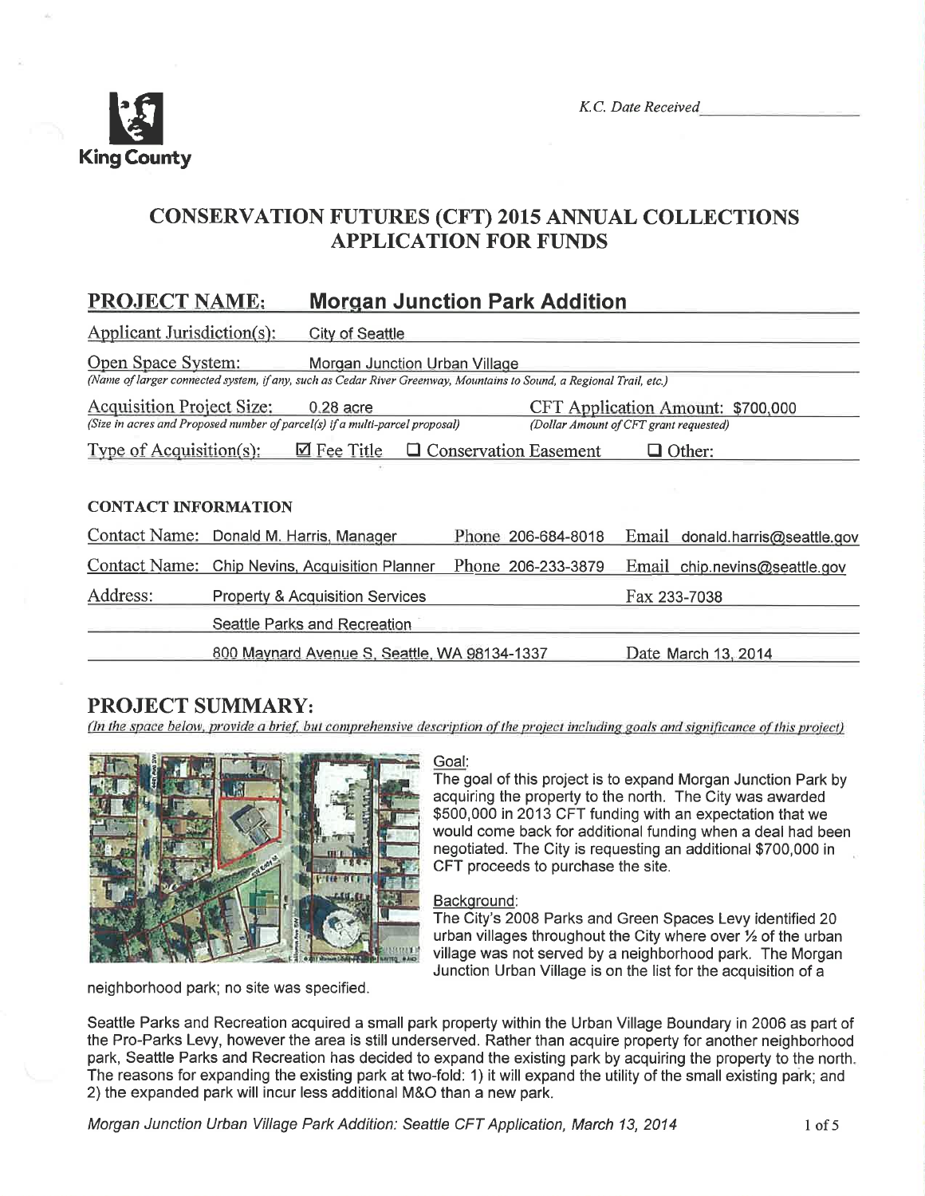King County

*K.C. Date Received* \_\_\_\_\_\_\_\_\_\_\_\_\_\_\_\_

# CONSERVATION FUTURES (CFT) 2015 ANNUAL COLLECTIONS APPLICATION FOR FUNDS

## PROJECT NAME: Morgan Junction Park Addition

Applicant Jurisdiction(s): City of Seattle

Open Space System: Morgan Junction Urban Village
*(Name of larger connected system, if any, such as Cedar River Greenway, Mountains to Sound, a Regional Trail, etc.)*

Acquisition Project Size: 0.28 acre
*(Size in acres and Proposed number of parcel(s) if a multi-parcel proposal)*

CFT Application Amount: $700,000
*(Dollar Amount of CFT grant requested)*

Type of Acquisition(s): ☑ Fee Title ☐ Conservation Easement ☐ Other:

### CONTACT INFORMATION

Contact Name: Donald M. Harris, Manager Phone 206-684-8018 Email donald.harris@seattle.gov

Contact Name: Chip Nevins, Acquisition Planner Phone 206-233-3879 Email chip.nevins@seattle.gov

Address: Property & Acquisition Services Fax 233-7038

Seattle Parks and Recreation

800 Maynard Avenue S, Seattle, WA 98134-1337 Date March 13, 2014

## PROJECT SUMMARY:

*(In the space below, provide a brief, but comprehensive description of the project including goals and significance of this project)*

Goal:
The goal of this project is to expand Morgan Junction Park by acquiring the property to the north. The City was awarded $500,000 in 2013 CFT funding with an expectation that we would come back for additional funding when a deal had been negotiated. The City is requesting an additional $700,000 in CFT proceeds to purchase the site.

Background:
The City's 2008 Parks and Green Spaces Levy identified 20 urban villages throughout the City where over ½ of the urban village was not served by a neighborhood park. The Morgan Junction Urban Village is on the list for the acquisition of a neighborhood park; no site was specified.

Seattle Parks and Recreation acquired a small park property within the Urban Village Boundary in 2006 as part of the Pro-Parks Levy, however the area is still underserved. Rather than acquire property for another neighborhood park, Seattle Parks and Recreation has decided to expand the existing park by acquiring the property to the north. The reasons for expanding the existing park at two-fold: 1) it will expand the utility of the small existing park; and 2) the expanded park will incur less additional M&O than a new park.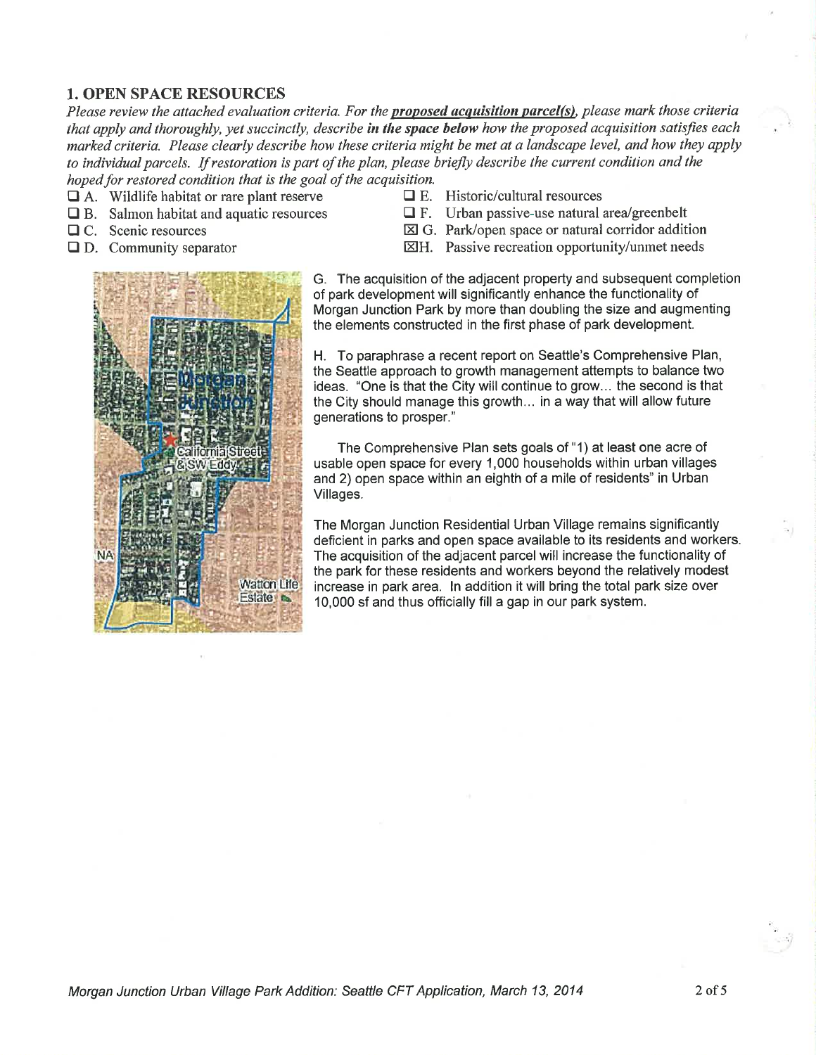## 1. OPEN SPACE RESOURCES

*Please review the attached evaluation criteria. For the* ***proposed acquisition parcel(s)****, please mark those criteria that apply and thoroughly, yet succinctly, describe* ***in the space below*** *how the proposed acquisition satisfies each marked criteria. Please clearly describe how these criteria might be met at a landscape level, and how they apply to individual parcels. If restoration is part of the plan, please briefly describe the current condition and the hoped for restored condition that is the goal of the acquisition.*

- ☐ A. Wildlife habitat or rare plant reserve
- ☐ B. Salmon habitat and aquatic resources
- ☐ C. Scenic resources
- ☐ D. Community separator
- ☐ E. Historic/cultural resources
- ☐ F. Urban passive-use natural area/greenbelt
- ☒ G. Park/open space or natural corridor addition
- ☒ H. Passive recreation opportunity/unmet needs

Morgan Junction

California Street & SW Eddy

NA

Watton Life Estate

G. The acquisition of the adjacent property and subsequent completion of park development will significantly enhance the functionality of Morgan Junction Park by more than doubling the size and augmenting the elements constructed in the first phase of park development.

H. To paraphrase a recent report on Seattle's Comprehensive Plan, the Seattle approach to growth management attempts to balance two ideas. "One is that the City will continue to grow... the second is that the City should manage this growth... in a way that will allow future generations to prosper."

The Comprehensive Plan sets goals of "1) at least one acre of usable open space for every 1,000 households within urban villages and 2) open space within an eighth of a mile of residents" in Urban Villages.

The Morgan Junction Residential Urban Village remains significantly deficient in parks and open space available to its residents and workers. The acquisition of the adjacent parcel will increase the functionality of the park for these residents and workers beyond the relatively modest increase in park area. In addition it will bring the total park size over 10,000 sf and thus officially fill a gap in our park system.

*Morgan Junction Urban Village Park Addition: Seattle CFT Application, March 13, 2014*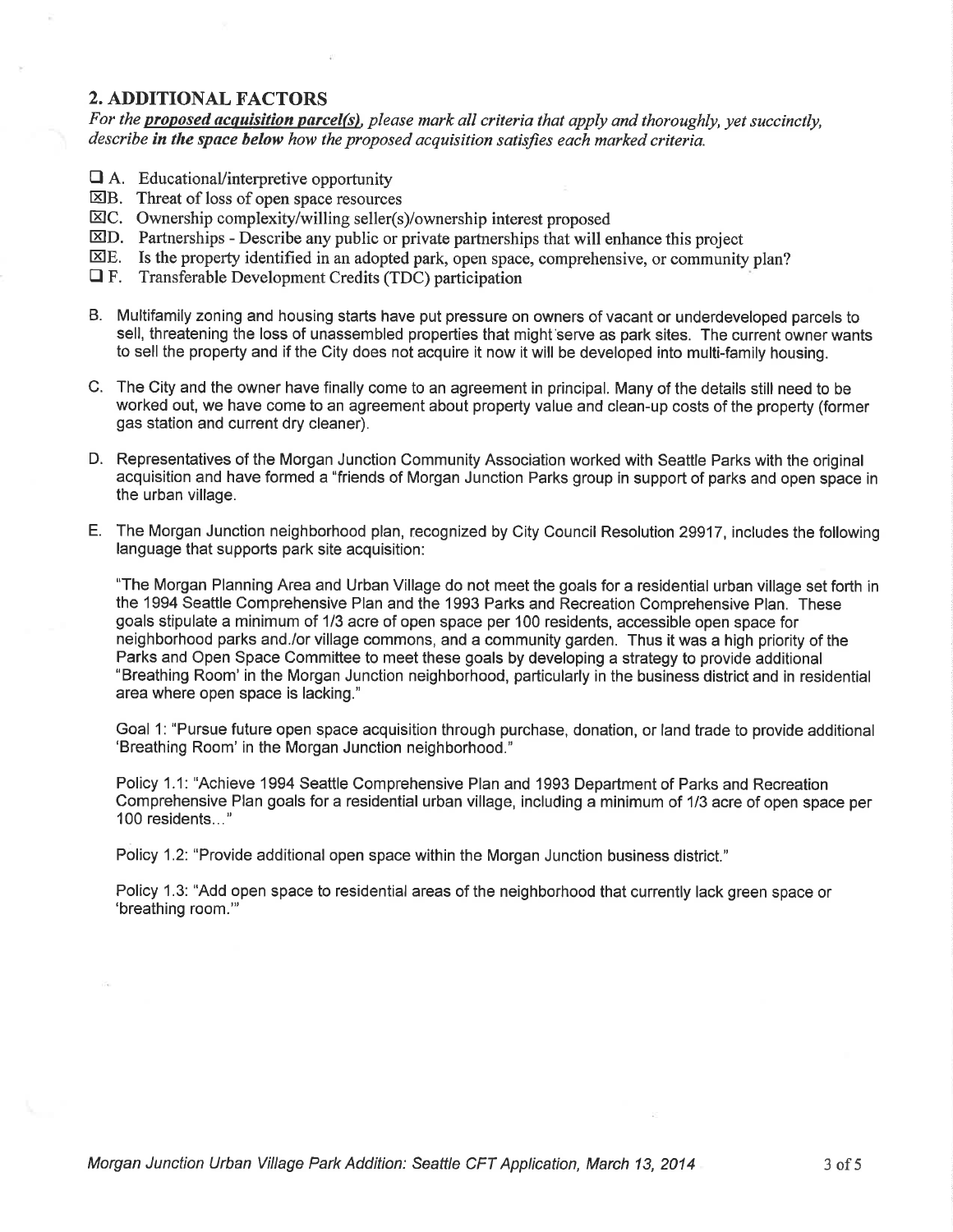## 2. ADDITIONAL FACTORS

*For the* ***proposed acquisition parcel(s)****, please mark all criteria that apply and thoroughly, yet succinctly, describe* ***in the space below*** *how the proposed acquisition satisfies each marked criteria.*

- ☐ A. Educational/interpretive opportunity
- ☒ B. Threat of loss of open space resources
- ☒ C. Ownership complexity/willing seller(s)/ownership interest proposed
- ☒ D. Partnerships - Describe any public or private partnerships that will enhance this project
- ☒ E. Is the property identified in an adopted park, open space, comprehensive, or community plan?
- ☐ F. Transferable Development Credits (TDC) participation

B. Multifamily zoning and housing starts have put pressure on owners of vacant or underdeveloped parcels to sell, threatening the loss of unassembled properties that might serve as park sites. The current owner wants to sell the property and if the City does not acquire it now it will be developed into multi-family housing.

C. The City and the owner have finally come to an agreement in principal. Many of the details still need to be worked out, we have come to an agreement about property value and clean-up costs of the property (former gas station and current dry cleaner).

D. Representatives of the Morgan Junction Community Association worked with Seattle Parks with the original acquisition and have formed a "friends of Morgan Junction Parks group in support of parks and open space in the urban village.

E. The Morgan Junction neighborhood plan, recognized by City Council Resolution 29917, includes the following language that supports park site acquisition:

"The Morgan Planning Area and Urban Village do not meet the goals for a residential urban village set forth in the 1994 Seattle Comprehensive Plan and the 1993 Parks and Recreation Comprehensive Plan. These goals stipulate a minimum of 1/3 acre of open space per 100 residents, accessible open space for neighborhood parks and./or village commons, and a community garden. Thus it was a high priority of the Parks and Open Space Committee to meet these goals by developing a strategy to provide additional "Breathing Room' in the Morgan Junction neighborhood, particularly in the business district and in residential area where open space is lacking."

Goal 1: "Pursue future open space acquisition through purchase, donation, or land trade to provide additional 'Breathing Room' in the Morgan Junction neighborhood."

Policy 1.1: "Achieve 1994 Seattle Comprehensive Plan and 1993 Department of Parks and Recreation Comprehensive Plan goals for a residential urban village, including a minimum of 1/3 acre of open space per 100 residents..."

Policy 1.2: "Provide additional open space within the Morgan Junction business district."

Policy 1.3: "Add open space to residential areas of the neighborhood that currently lack green space or 'breathing room.'"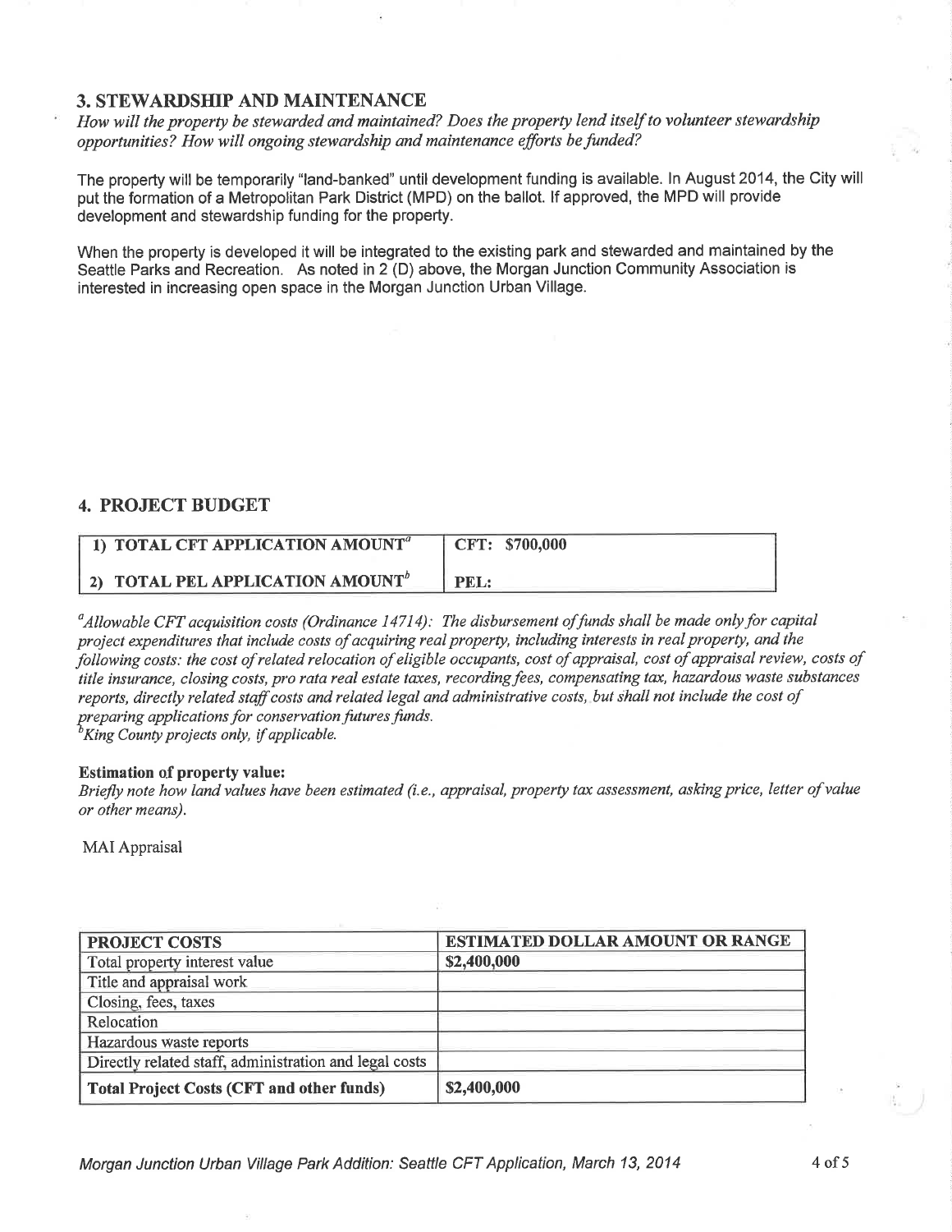## 3. STEWARDSHIP AND MAINTENANCE

*How will the property be stewarded and maintained? Does the property lend itself to volunteer stewardship opportunities? How will ongoing stewardship and maintenance efforts be funded?*

The property will be temporarily "land-banked" until development funding is available. In August 2014, the City will put the formation of a Metropolitan Park District (MPD) on the ballot. If approved, the MPD will provide development and stewardship funding for the property.

When the property is developed it will be integrated to the existing park and stewarded and maintained by the Seattle Parks and Recreation. As noted in 2 (D) above, the Morgan Junction Community Association is interested in increasing open space in the Morgan Junction Urban Village.

## 4. PROJECT BUDGET

| | |
|---|---|
| **1) TOTAL CFT APPLICATION AMOUNT[a]** | **CFT: $700,000** |
| **2) TOTAL PEL APPLICATION AMOUNT[b]** | **PEL:** |

*[a]Allowable CFT acquisition costs (Ordinance 14714): The disbursement of funds shall be made only for capital project expenditures that include costs of acquiring real property, including interests in real property, and the following costs: the cost of related relocation of eligible occupants, cost of appraisal, cost of appraisal review, costs of title insurance, closing costs, pro rata real estate taxes, recording fees, compensating tax, hazardous waste substances reports, directly related staff costs and related legal and administrative costs, but shall not include the cost of preparing applications for conservation futures funds.*
*[b]King County projects only, if applicable.*

**Estimation of property value:**
*Briefly note how land values have been estimated (i.e., appraisal, property tax assessment, asking price, letter of value or other means).*

MAI Appraisal

| PROJECT COSTS | ESTIMATED DOLLAR AMOUNT OR RANGE |
|---|---|
| Total property interest value | $2,400,000 |
| Title and appraisal work | |
| Closing, fees, taxes | |
| Relocation | |
| Hazardous waste reports | |
| Directly related staff, administration and legal costs | |
| **Total Project Costs (CFT and other funds)** | **$2,400,000** |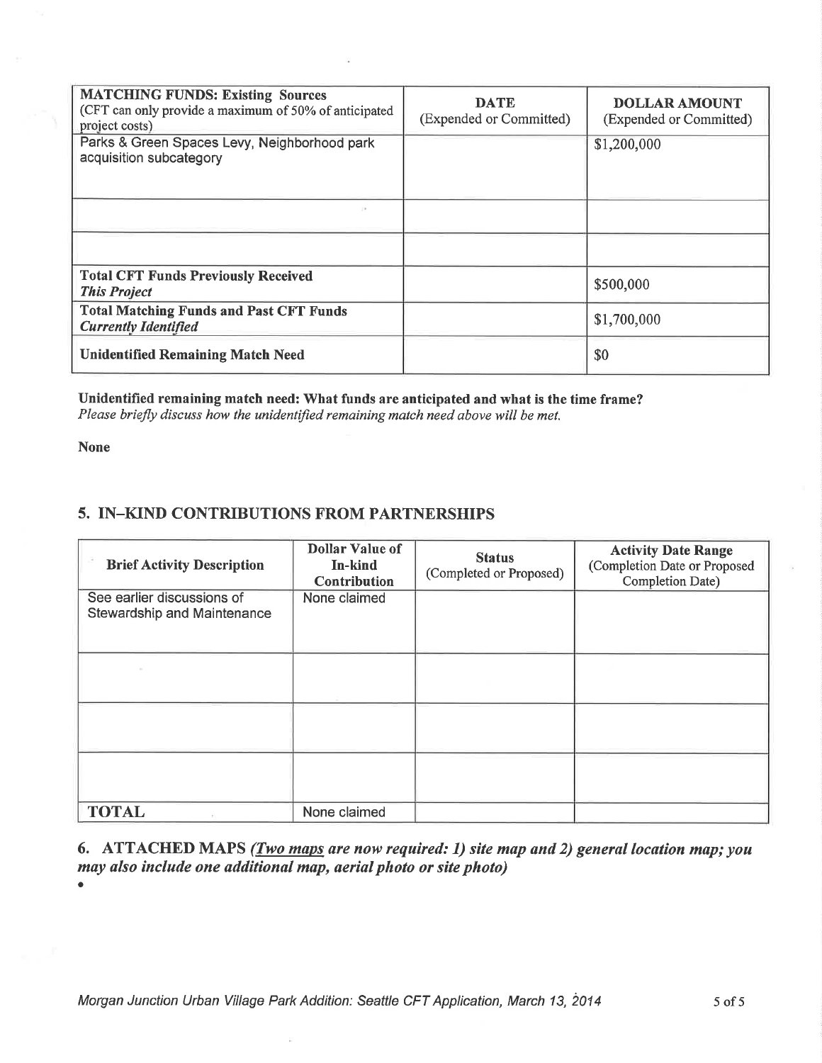| **MATCHING FUNDS: Existing Sources** (CFT can only provide a maximum of 50% of anticipated project costs) | **DATE** (Expended or Committed) | **DOLLAR AMOUNT** (Expended or Committed) |
|---|---|---|
| Parks & Green Spaces Levy, Neighborhood park acquisition subcategory | | $1,200,000 |
| | | |
| | | |
| **Total CFT Funds Previously Received** ***This Project*** | | $500,000 |
| **Total Matching Funds and Past CFT Funds** ***Currently Identified*** | | $1,700,000 |
| **Unidentified Remaining Match Need** | | $0 |

**Unidentified remaining match need: What funds are anticipated and what is the time frame?**
*Please briefly discuss how the unidentified remaining match need above will be met.*

**None**

## 5. IN–KIND CONTRIBUTIONS FROM PARTNERSHIPS

| **Brief Activity Description** | **Dollar Value of In-kind Contribution** | **Status** (Completed or Proposed) | **Activity Date Range** (Completion Date or Proposed Completion Date) |
|---|---|---|---|
| See earlier discussions of Stewardship and Maintenance | None claimed | | |
| | | | |
| | | | |
| | | | |
| **TOTAL** | None claimed | | |

## 6. ATTACHED MAPS *(Two maps are now required: 1) site map and 2) general location map; you may also include one additional map, aerial photo or site photo)*

•

*Morgan Junction Urban Village Park Addition: Seattle CFT Application, March 13, 2014*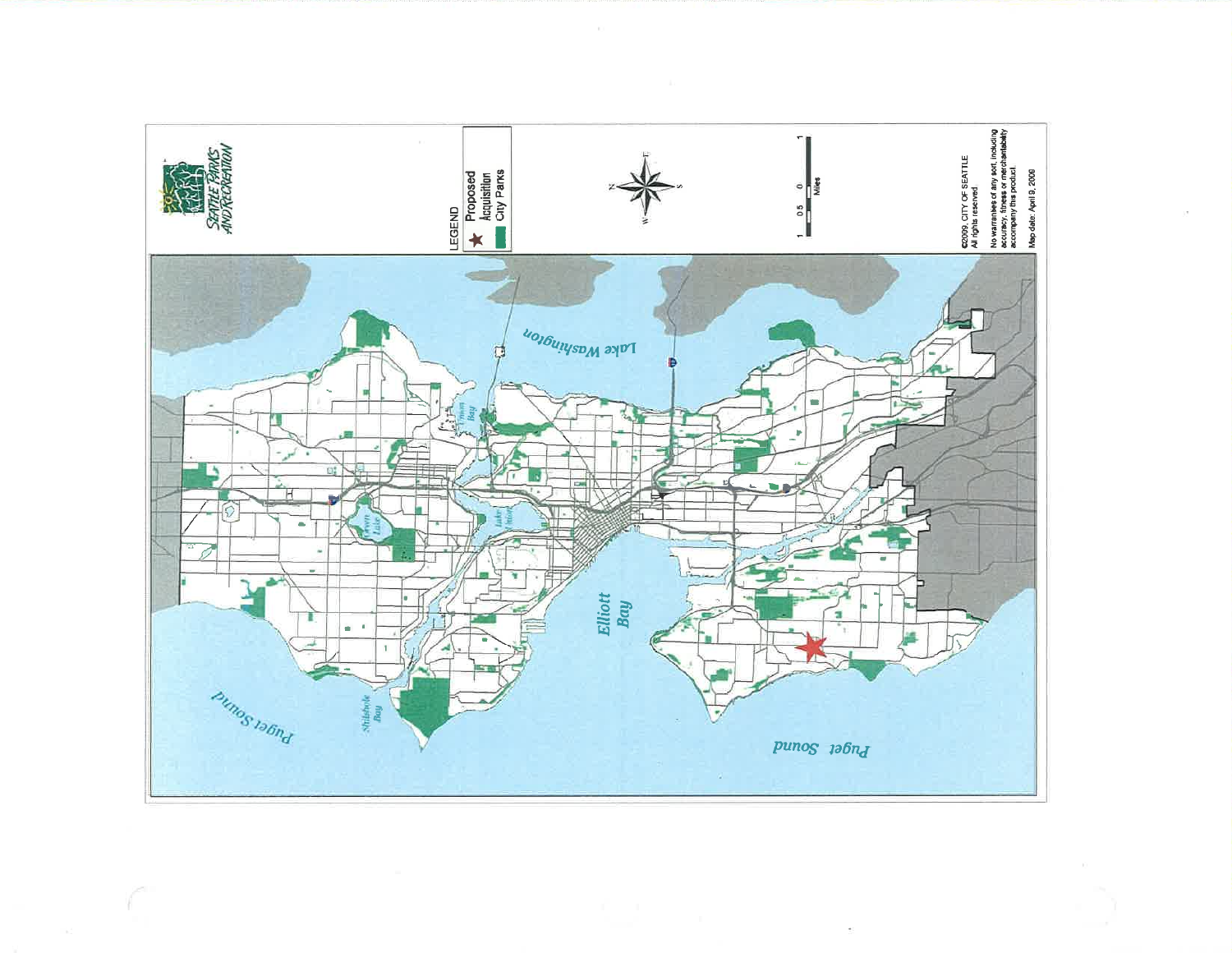SEATTLE PARKS AND RECREATION

LEGEND

★ Proposed Acquisition

City Parks

0.5 0 1

Miles

©2009, CITY OF SEATTLE
All rights reserved

No warranties of any sort, including accuracy, fitness or merchantability accompany this product.

Map date: April 9, 2009

Lake Washington

Union Bay

Green Lake

Lake Union

Elliott Bay

Shilshole Bay

Puget Sound

Puget Sound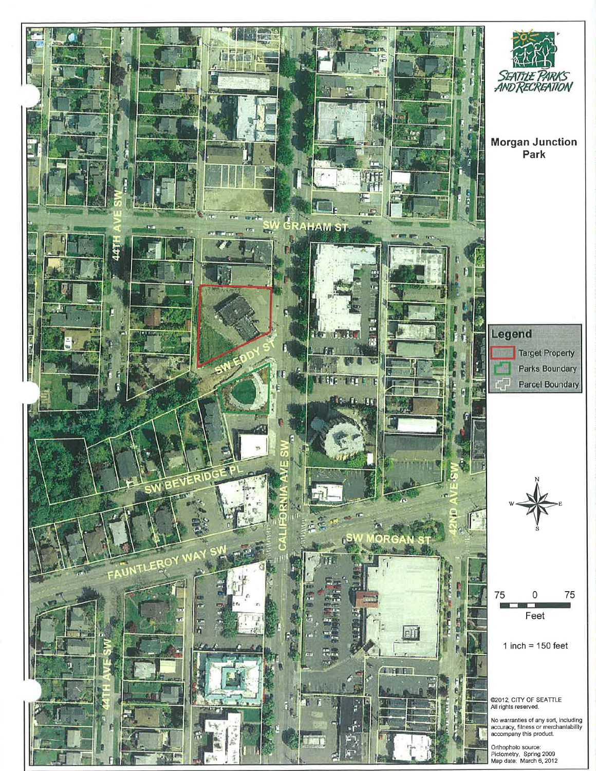SEATTLE PARKS AND RECREATION

## Morgan Junction Park

**Legend**

- Target Property
- Parks Boundary
- Parcel Boundary

SW GRAHAM ST

44TH AVE SW

SW EDDY ST

CALIFORNIA AVE SW

SW BEVERIDGE PL

FAUNTLEROY WAY SW

SW MORGAN ST

42ND AVE SW

N

W

E

S

75 0 75

Feet

1 inch = 150 feet

©2012, CITY OF SEATTLE
All rights reserved.

No warranties of any sort, including accuracy, fitness or merchantability accompany this product.

Orthophoto source:
Pictometry, Spring 2009
Map date: March 6, 2012